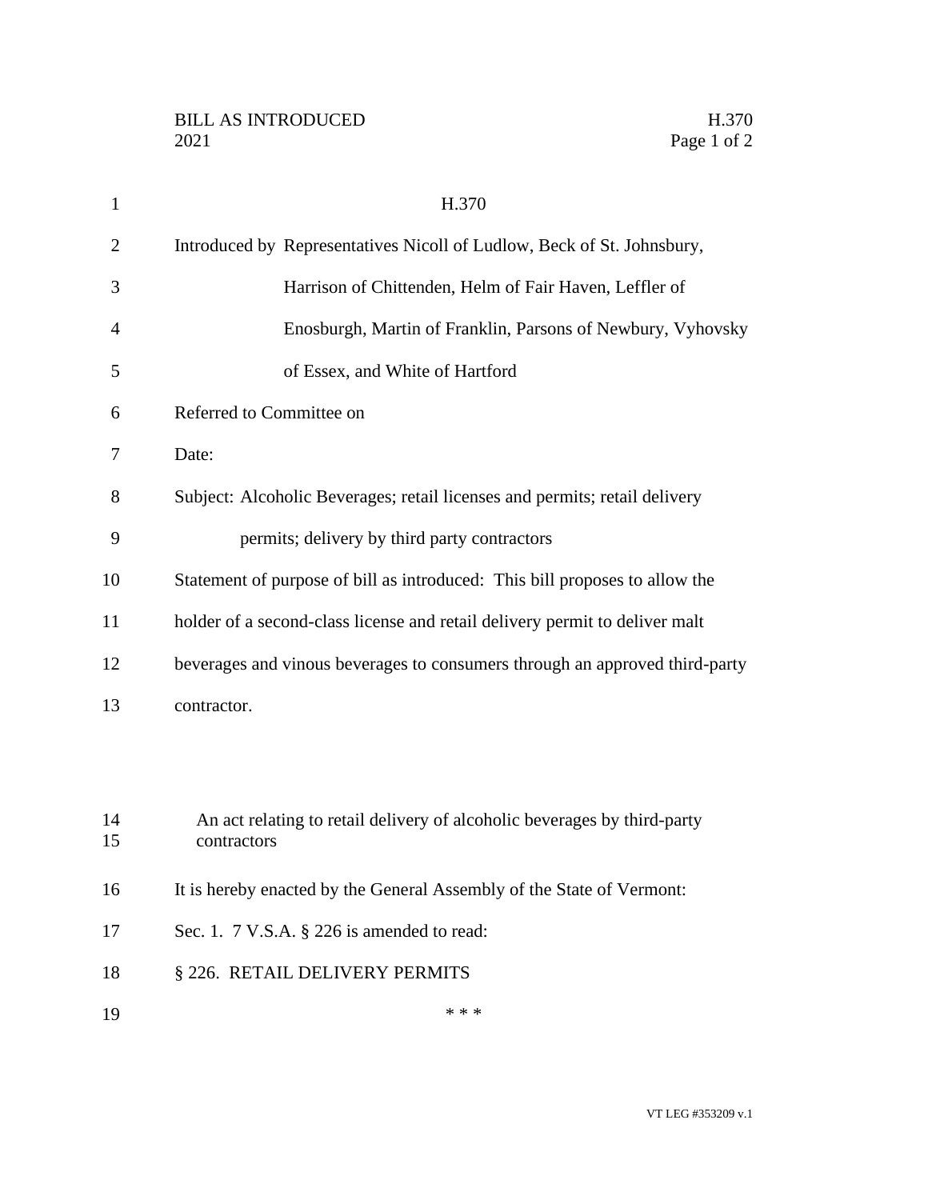BILL AS INTRODUCED
2021

H.370

Introduced by Representatives Nicoll of Ludlow, Beck of St. Johnsbury, Harrison of Chittenden, Helm of Fair Haven, Leffler of Enosburgh, Martin of Franklin, Parsons of Newbury, Vyhovsky of Essex, and White of Hartford

Referred to Committee on

Date:

Subject: Alcoholic Beverages; retail licenses and permits; retail delivery permits; delivery by third party contractors

Statement of purpose of bill as introduced: This bill proposes to allow the holder of a second-class license and retail delivery permit to deliver malt beverages and vinous beverages to consumers through an approved third-party contractor.

An act relating to retail delivery of alcoholic beverages by third-party contractors

It is hereby enacted by the General Assembly of the State of Vermont:

Sec. 1. 7 V.S.A. § 226 is amended to read:

§ 226. RETAIL DELIVERY PERMITS

\* \* \*

VT LEG #353209 v.1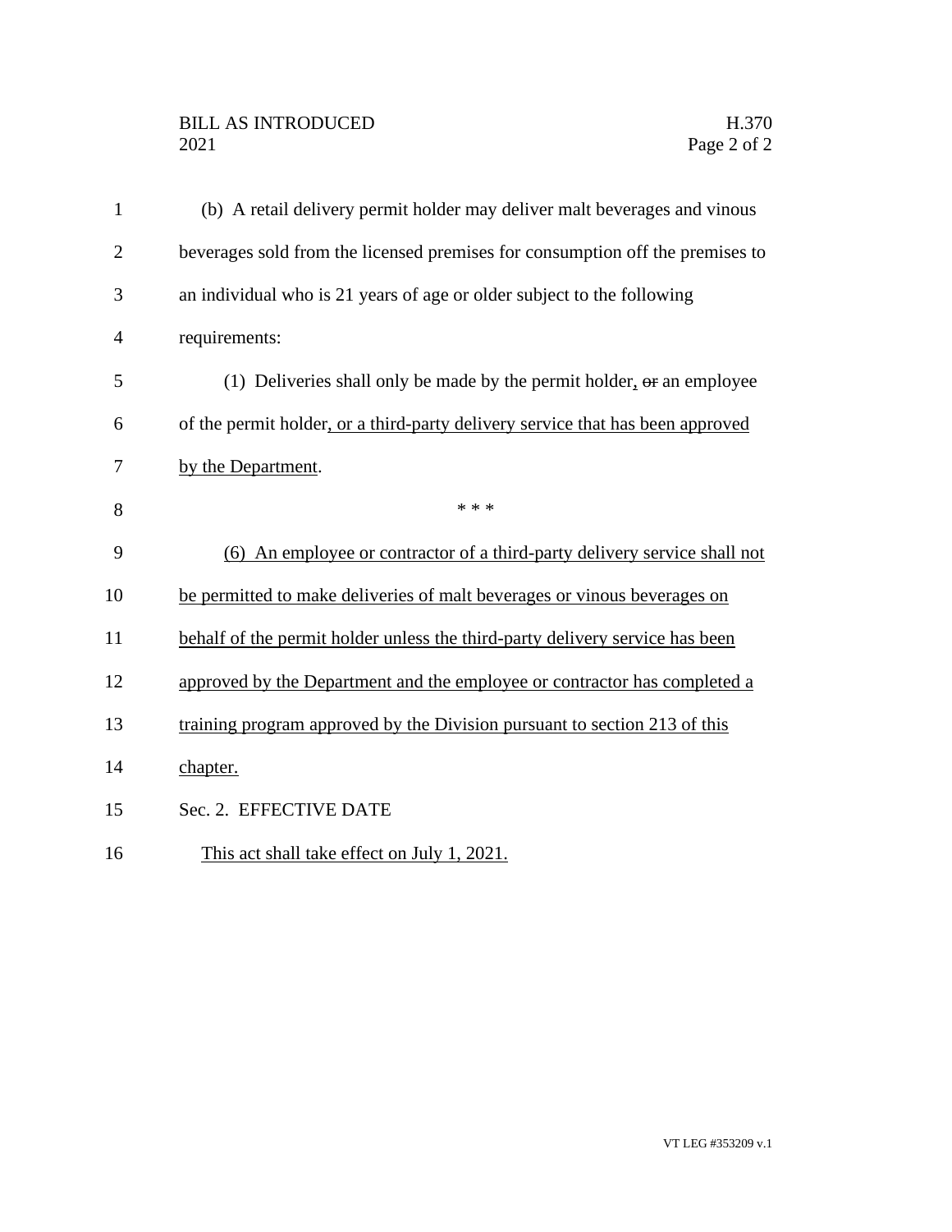(b) A retail delivery permit holder may deliver malt beverages and vinous beverages sold from the licensed premises for consumption off the premises to an individual who is 21 years of age or older subject to the following requirements:

(1) Deliveries shall only be made by the permit holder, ~~or~~ an employee of the permit holder, or a third-party delivery service that has been approved by the Department.

\* \* \*

(6) An employee or contractor of a third-party delivery service shall not be permitted to make deliveries of malt beverages or vinous beverages on behalf of the permit holder unless the third-party delivery service has been approved by the Department and the employee or contractor has completed a training program approved by the Division pursuant to section 213 of this chapter.

Sec. 2. EFFECTIVE DATE

This act shall take effect on July 1, 2021.